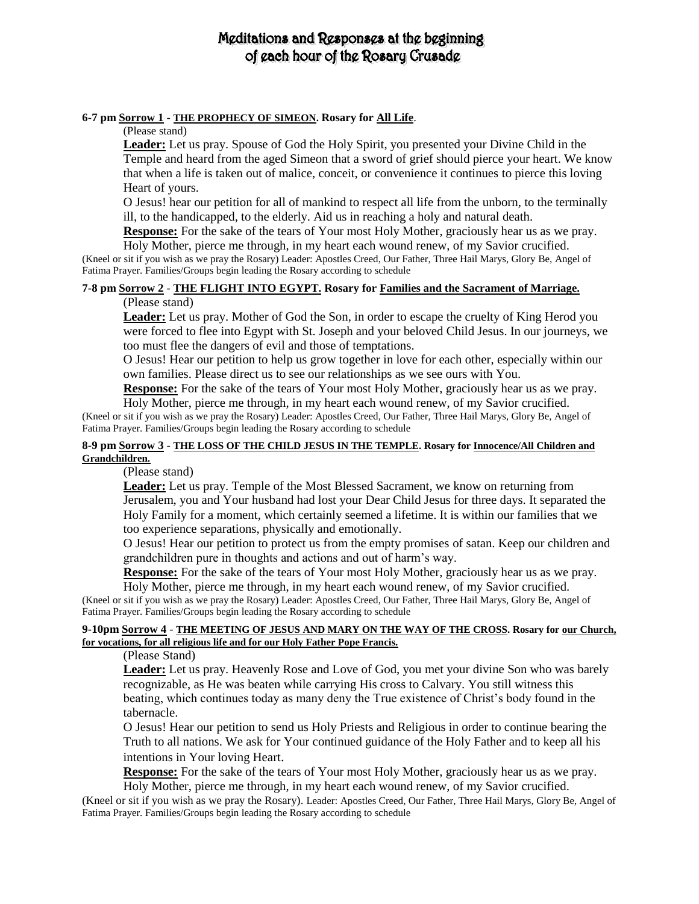# Meditations and Responses at the beginning of each hour of the Rosary Crusade

**6-7 pm Sorrow 1 - THE PROPHECY OF SIMEON. Rosary for All Life**.

(Please stand)

**Leader:** Let us pray. Spouse of God the Holy Spirit, you presented your Divine Child in the Temple and heard from the aged Simeon that a sword of grief should pierce your heart. We know that when a life is taken out of malice, conceit, or convenience it continues to pierce this loving Heart of yours.

O Jesus! hear our petition for all of mankind to respect all life from the unborn, to the terminally ill, to the handicapped, to the elderly. Aid us in reaching a holy and natural death.

**Response:** For the sake of the tears of Your most Holy Mother, graciously hear us as we pray. Holy Mother, pierce me through, in my heart each wound renew, of my Savior crucified.

(Kneel or sit if you wish as we pray the Rosary) Leader: Apostles Creed, Our Father, Three Hail Marys, Glory Be, Angel of Fatima Prayer. Families/Groups begin leading the Rosary according to schedule

**7-8 pm Sorrow 2 - THE FLIGHT INTO EGYPT. Rosary for Families and the Sacrament of Marriage.**

(Please stand)

**Leader:** Let us pray. Mother of God the Son, in order to escape the cruelty of King Herod you were forced to flee into Egypt with St. Joseph and your beloved Child Jesus. In our journeys, we too must flee the dangers of evil and those of temptations.

O Jesus! Hear our petition to help us grow together in love for each other, especially within our own families. Please direct us to see our relationships as we see ours with You.

**Response:** For the sake of the tears of Your most Holy Mother, graciously hear us as we pray. Holy Mother, pierce me through, in my heart each wound renew, of my Savior crucified.

(Kneel or sit if you wish as we pray the Rosary) Leader: Apostles Creed, Our Father, Three Hail Marys, Glory Be, Angel of Fatima Prayer. Families/Groups begin leading the Rosary according to schedule

**8-9 pm Sorrow 3 - THE LOSS OF THE CHILD JESUS IN THE TEMPLE. Rosary for Innocence/All Children and Grandchildren.**

(Please stand)

**Leader:** Let us pray. Temple of the Most Blessed Sacrament, we know on returning from Jerusalem, you and Your husband had lost your Dear Child Jesus for three days. It separated the Holy Family for a moment, which certainly seemed a lifetime. It is within our families that we too experience separations, physically and emotionally.

O Jesus! Hear our petition to protect us from the empty promises of satan. Keep our children and grandchildren pure in thoughts and actions and out of harm's way.

**Response:** For the sake of the tears of Your most Holy Mother, graciously hear us as we pray. Holy Mother, pierce me through, in my heart each wound renew, of my Savior crucified.

(Kneel or sit if you wish as we pray the Rosary) Leader: Apostles Creed, Our Father, Three Hail Marys, Glory Be, Angel of Fatima Prayer. Families/Groups begin leading the Rosary according to schedule

**9-10pm Sorrow 4 - THE MEETING OF JESUS AND MARY ON THE WAY OF THE CROSS. Rosary for our Church, for vocations, for all religious life and for our Holy Father Pope Francis.**

(Please Stand)

**Leader:** Let us pray. Heavenly Rose and Love of God, you met your divine Son who was barely recognizable, as He was beaten while carrying His cross to Calvary. You still witness this beating, which continues today as many deny the True existence of Christ's body found in the tabernacle.

O Jesus! Hear our petition to send us Holy Priests and Religious in order to continue bearing the Truth to all nations. We ask for Your continued guidance of the Holy Father and to keep all his intentions in Your loving Heart.

**Response:** For the sake of the tears of Your most Holy Mother, graciously hear us as we pray. Holy Mother, pierce me through, in my heart each wound renew, of my Savior crucified.

(Kneel or sit if you wish as we pray the Rosary). Leader: Apostles Creed, Our Father, Three Hail Marys, Glory Be, Angel of Fatima Prayer. Families/Groups begin leading the Rosary according to schedule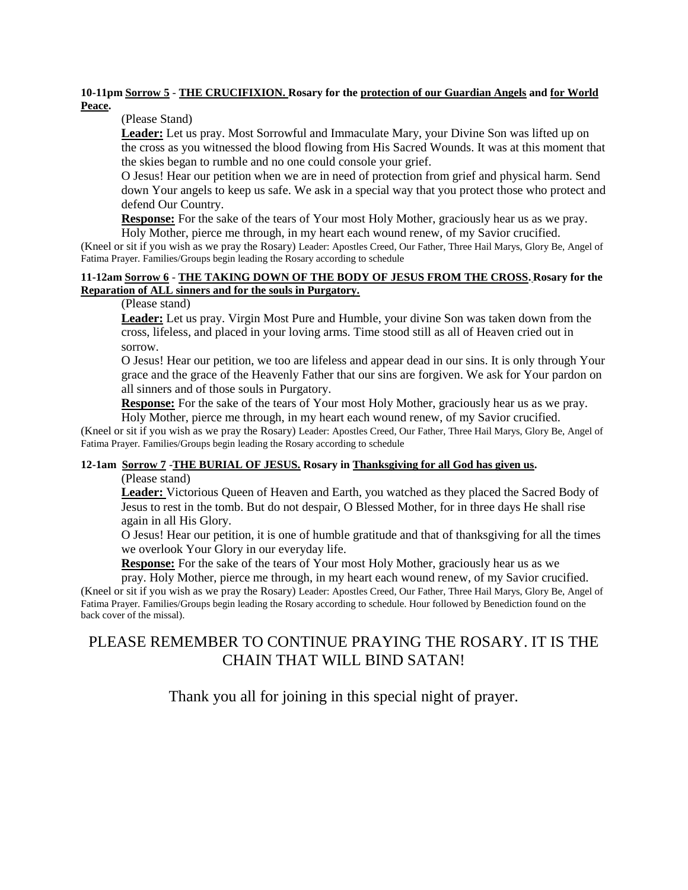**10-11pm Sorrow 5 - THE CRUCIFIXION. Rosary for the protection of our Guardian Angels and for World Peace.**

(Please Stand)

**Leader:** Let us pray. Most Sorrowful and Immaculate Mary, your Divine Son was lifted up on the cross as you witnessed the blood flowing from His Sacred Wounds. It was at this moment that the skies began to rumble and no one could console your grief.

O Jesus! Hear our petition when we are in need of protection from grief and physical harm. Send down Your angels to keep us safe. We ask in a special way that you protect those who protect and defend Our Country.

**Response:** For the sake of the tears of Your most Holy Mother, graciously hear us as we pray. Holy Mother, pierce me through, in my heart each wound renew, of my Savior crucified.

(Kneel or sit if you wish as we pray the Rosary) Leader: Apostles Creed, Our Father, Three Hail Marys, Glory Be, Angel of Fatima Prayer. Families/Groups begin leading the Rosary according to schedule

**11-12am Sorrow 6 - THE TAKING DOWN OF THE BODY OF JESUS FROM THE CROSS. Rosary for the Reparation of ALL sinners and for the souls in Purgatory.**

(Please stand)

**Leader:** Let us pray. Virgin Most Pure and Humble, your divine Son was taken down from the cross, lifeless, and placed in your loving arms. Time stood still as all of Heaven cried out in sorrow.

O Jesus! Hear our petition, we too are lifeless and appear dead in our sins. It is only through Your grace and the grace of the Heavenly Father that our sins are forgiven. We ask for Your pardon on all sinners and of those souls in Purgatory.

**Response:** For the sake of the tears of Your most Holy Mother, graciously hear us as we pray. Holy Mother, pierce me through, in my heart each wound renew, of my Savior crucified.

(Kneel or sit if you wish as we pray the Rosary) Leader: Apostles Creed, Our Father, Three Hail Marys, Glory Be, Angel of Fatima Prayer. Families/Groups begin leading the Rosary according to schedule

**12-1am Sorrow 7 -THE BURIAL OF JESUS. Rosary in Thanksgiving for all God has given us.**

(Please stand)

**Leader:** Victorious Queen of Heaven and Earth, you watched as they placed the Sacred Body of Jesus to rest in the tomb. But do not despair, O Blessed Mother, for in three days He shall rise again in all His Glory.

O Jesus! Hear our petition, it is one of humble gratitude and that of thanksgiving for all the times we overlook Your Glory in our everyday life.

**Response:** For the sake of the tears of Your most Holy Mother, graciously hear us as we pray. Holy Mother, pierce me through, in my heart each wound renew, of my Savior crucified.

(Kneel or sit if you wish as we pray the Rosary) Leader: Apostles Creed, Our Father, Three Hail Marys, Glory Be, Angel of Fatima Prayer. Families/Groups begin leading the Rosary according to schedule. Hour followed by Benediction found on the back cover of the missal).

## PLEASE REMEMBER TO CONTINUE PRAYING THE ROSARY. IT IS THE CHAIN THAT WILL BIND SATAN!

Thank you all for joining in this special night of prayer.